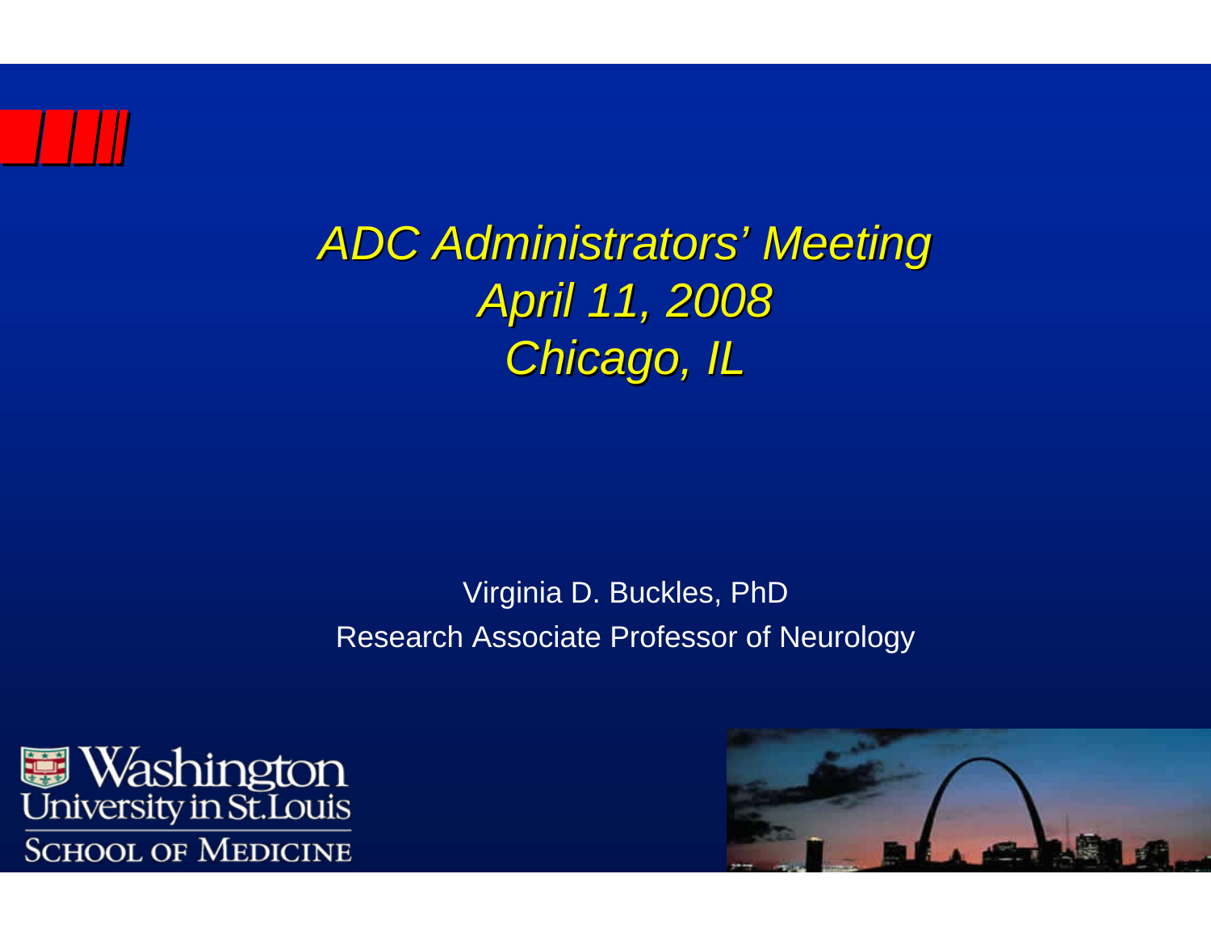# *ADC Administrators' Meeting*
# *April 11, 2008*
# *Chicago, IL*

Virginia D. Buckles, PhD

Research Associate Professor of Neurology

Washington University in St. Louis

School of Medicine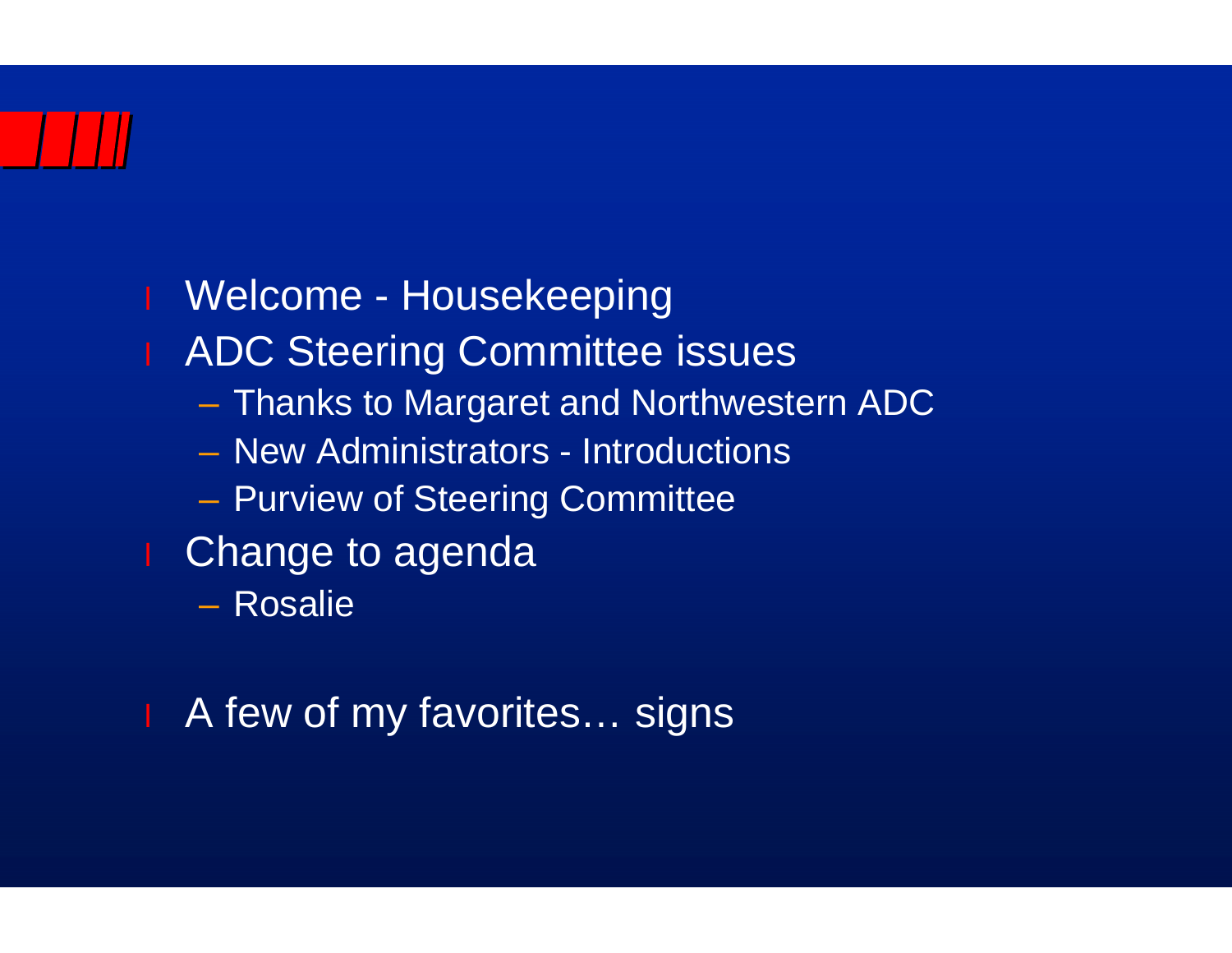- Welcome - Housekeeping
- ADC Steering Committee issues
  - Thanks to Margaret and Northwestern ADC
  - New Administrators - Introductions
  - Purview of Steering Committee
- Change to agenda
  - Rosalie
- A few of my favorites… signs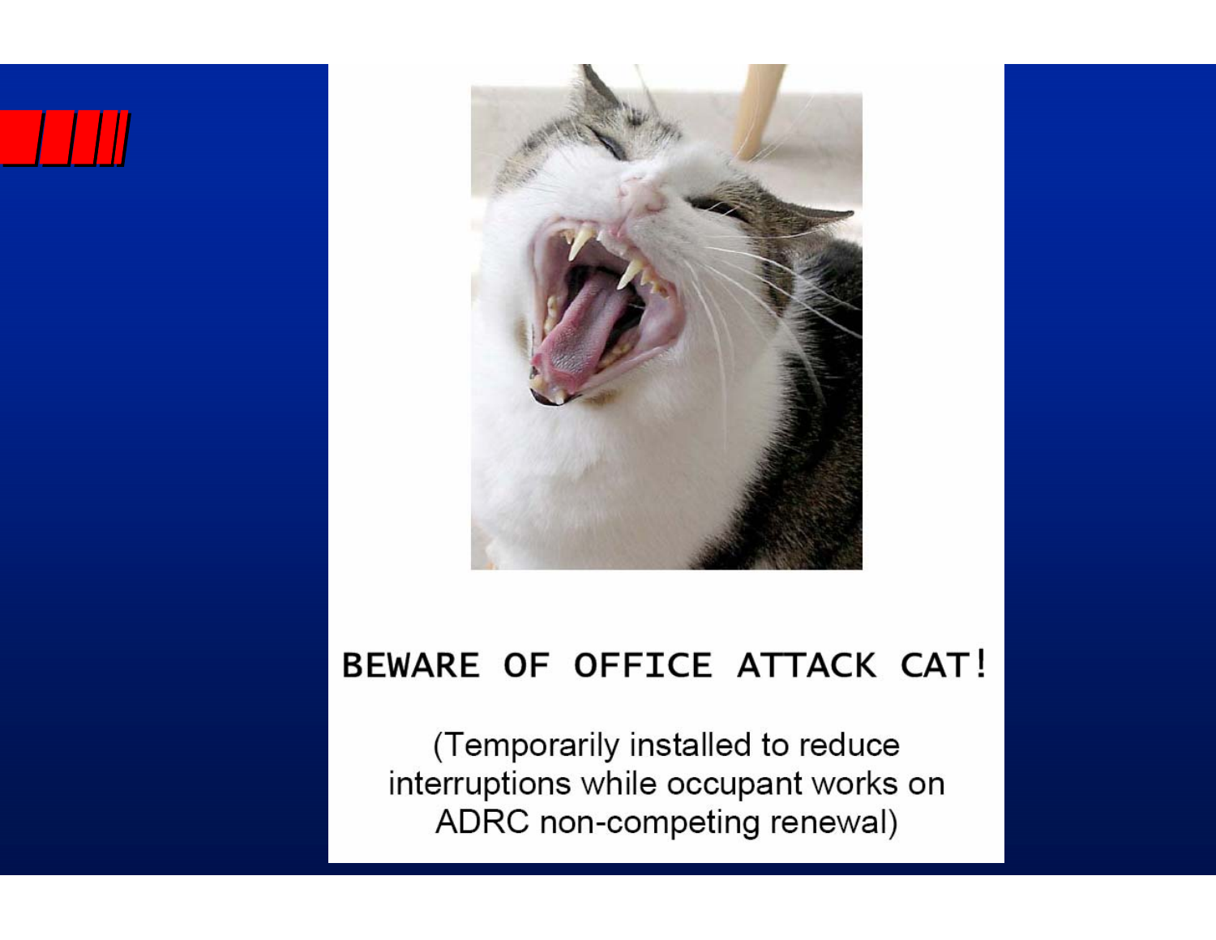BEWARE OF OFFICE ATTACK CAT!

(Temporarily installed to reduce interruptions while occupant works on ADRC non-competing renewal)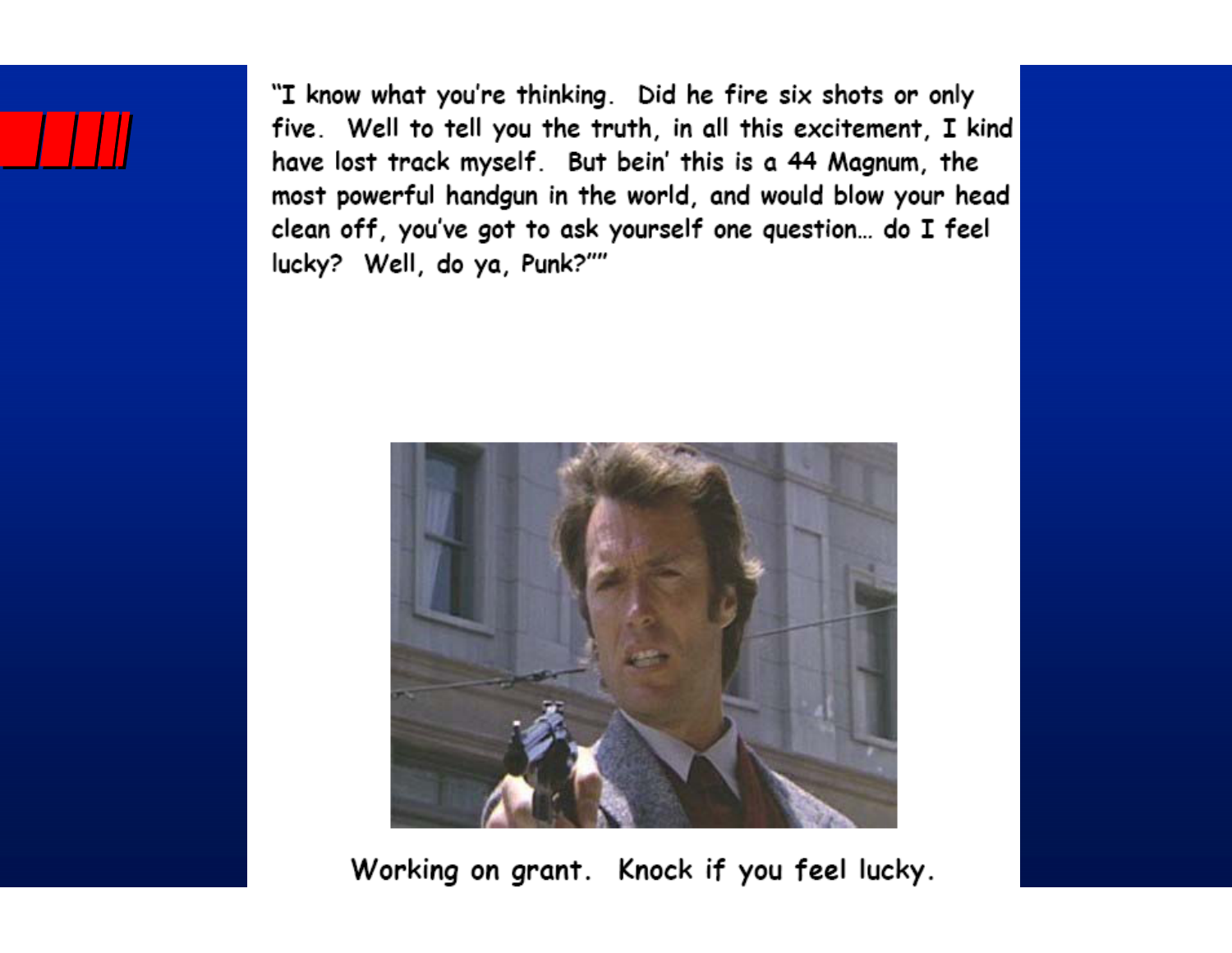"I know what you're thinking. Did he fire six shots or only five. Well to tell you the truth, in all this excitement, I kind have lost track myself. But bein' this is a 44 Magnum, the most powerful handgun in the world, and would blow your head clean off, you've got to ask yourself one question… do I feel lucky? Well, do ya, Punk?""

Working on grant. Knock if you feel lucky.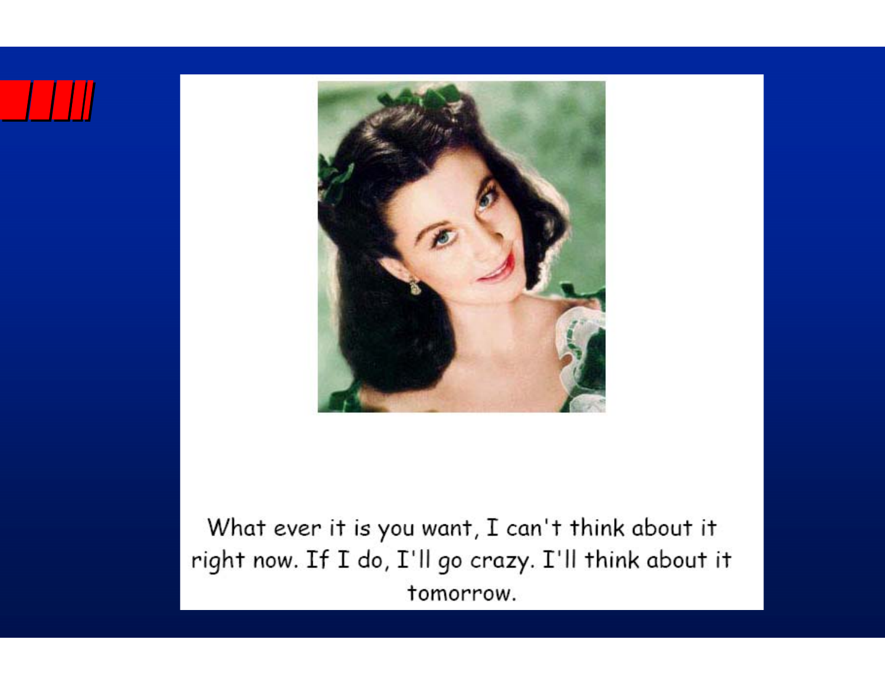What ever it is you want, I can't think about it right now. If I do, I'll go crazy. I'll think about it tomorrow.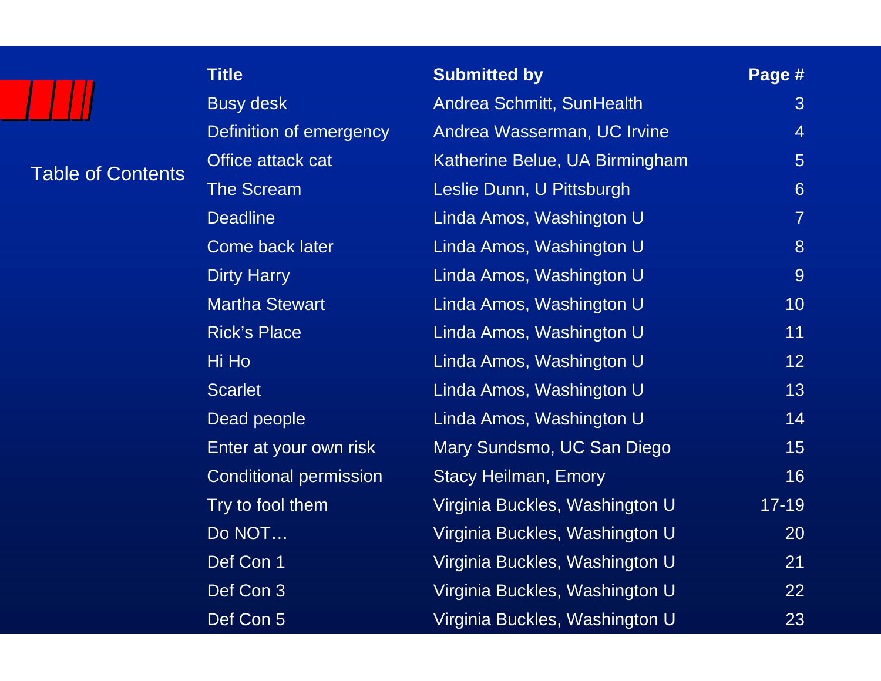# Table of Contents

| Title | Submitted by | Page # |
|---|---|---|
| Busy desk | Andrea Schmitt, SunHealth | 3 |
| Definition of emergency | Andrea Wasserman, UC Irvine | 4 |
| Office attack cat | Katherine Belue, UA Birmingham | 5 |
| The Scream | Leslie Dunn, U Pittsburgh | 6 |
| Deadline | Linda Amos, Washington U | 7 |
| Come back later | Linda Amos, Washington U | 8 |
| Dirty Harry | Linda Amos, Washington U | 9 |
| Martha Stewart | Linda Amos, Washington U | 10 |
| Rick's Place | Linda Amos, Washington U | 11 |
| Hi Ho | Linda Amos, Washington U | 12 |
| Scarlet | Linda Amos, Washington U | 13 |
| Dead people | Linda Amos, Washington U | 14 |
| Enter at your own risk | Mary Sundsmo, UC San Diego | 15 |
| Conditional permission | Stacy Heilman, Emory | 16 |
| Try to fool them | Virginia Buckles, Washington U | 17-19 |
| Do NOT… | Virginia Buckles, Washington U | 20 |
| Def Con 1 | Virginia Buckles, Washington U | 21 |
| Def Con 3 | Virginia Buckles, Washington U | 22 |
| Def Con 5 | Virginia Buckles, Washington U | 23 |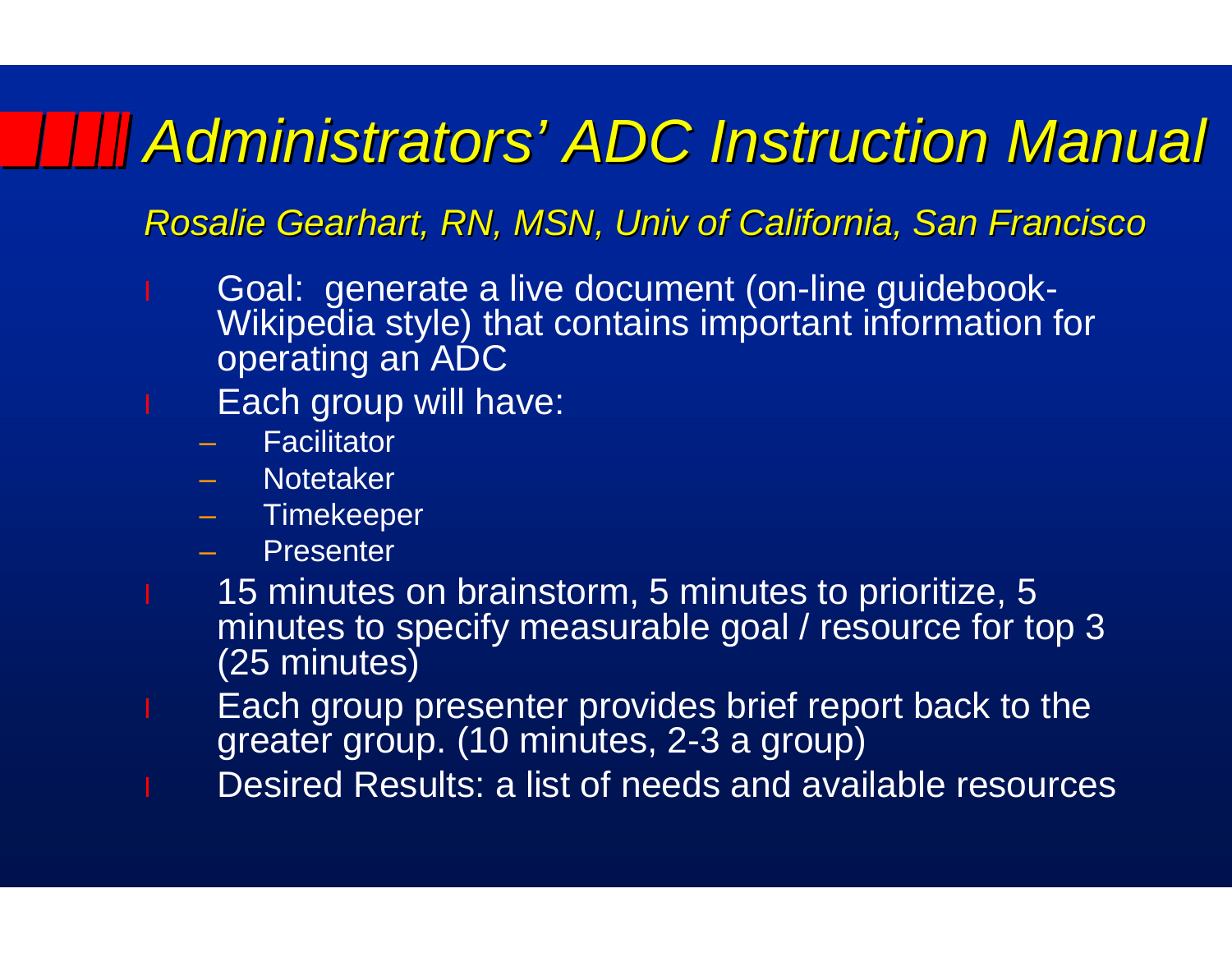# *Administrators' ADC Instruction Manual*

*Rosalie Gearhart, RN, MSN, Univ of California, San Francisco*

- Goal: generate a live document (on-line guidebook-Wikipedia style) that contains important information for operating an ADC
- Each group will have:
  - Facilitator
  - Notetaker
  - Timekeeper
  - Presenter
- 15 minutes on brainstorm, 5 minutes to prioritize, 5 minutes to specify measurable goal / resource for top 3 (25 minutes)
- Each group presenter provides brief report back to the greater group. (10 minutes, 2-3 a group)
- Desired Results: a list of needs and available resources